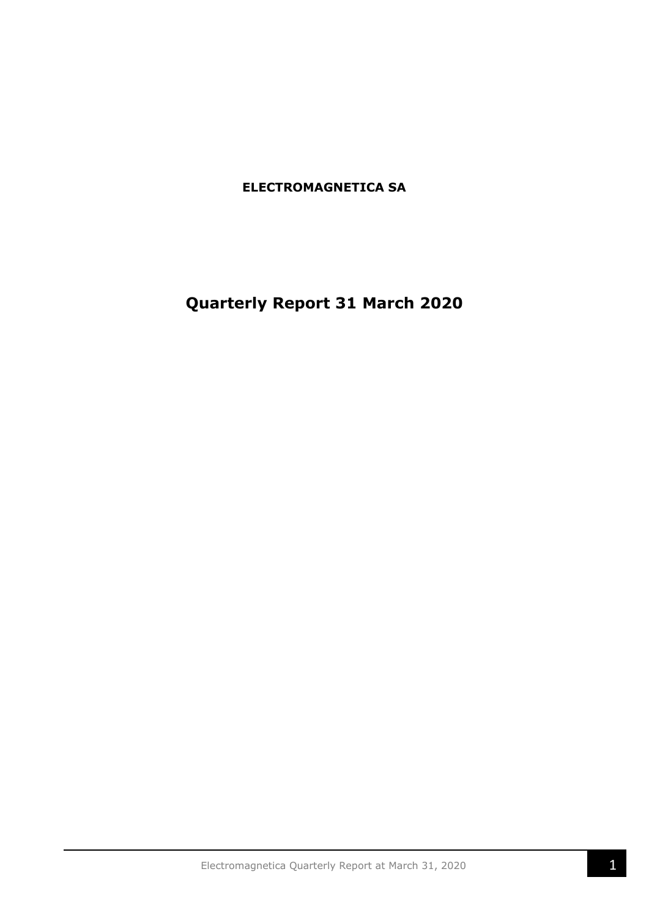**ELECTROMAGNETICA SA**

# Quarterly Report 31 March 2020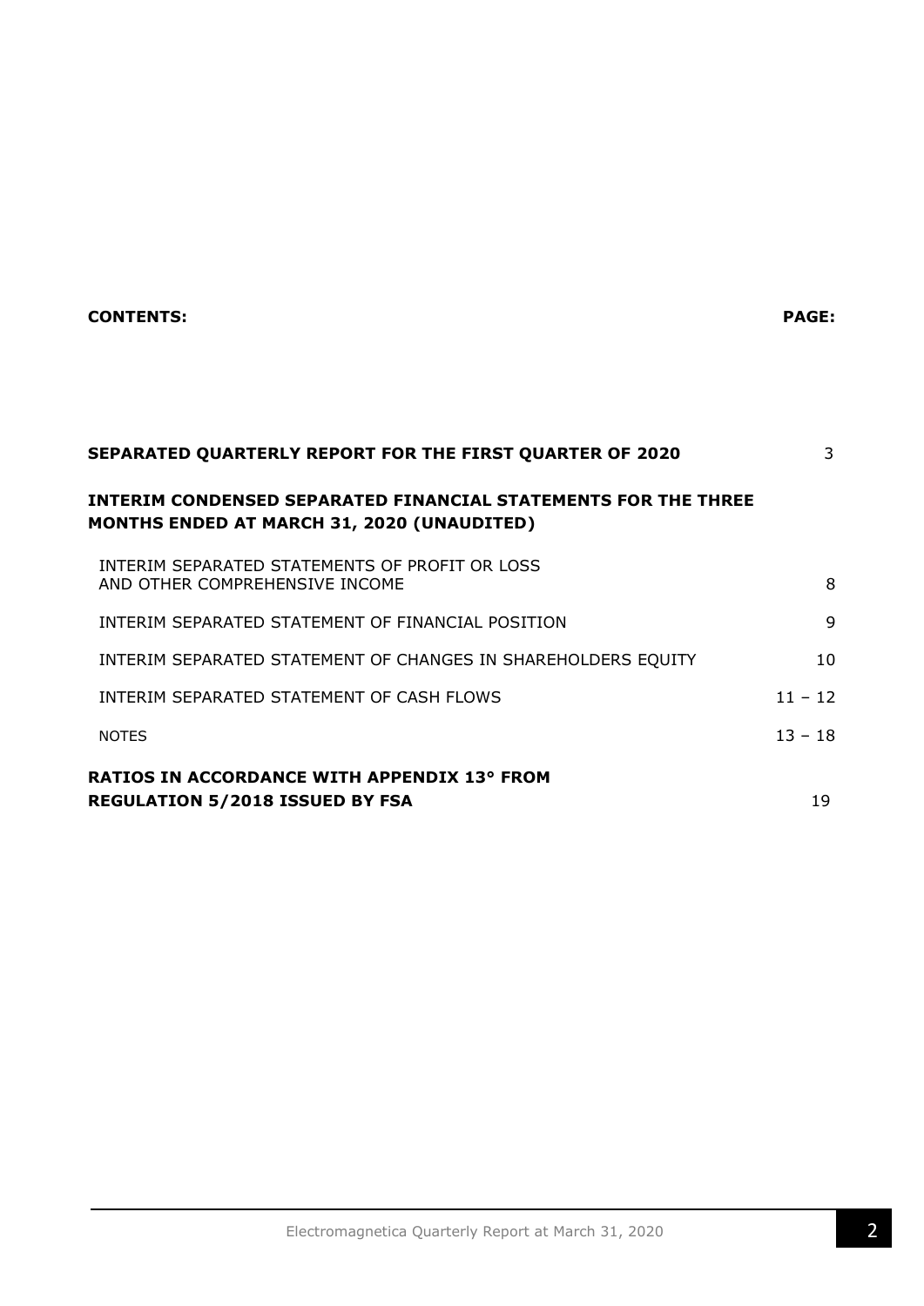| **CONTENTS:** | **PAGE:** |
| --- | --- |
| **SEPARATED QUARTERLY REPORT FOR THE FIRST QUARTER OF 2020** | 3 |
| **INTERIM CONDENSED SEPARATED FINANCIAL STATEMENTS FOR THE THREE MONTHS ENDED AT MARCH 31, 2020 (UNAUDITED)** | |
| INTERIM SEPARATED STATEMENTS OF PROFIT OR LOSS AND OTHER COMPREHENSIVE INCOME | 8 |
| INTERIM SEPARATED STATEMENT OF FINANCIAL POSITION | 9 |
| INTERIM SEPARATED STATEMENT OF CHANGES IN SHAREHOLDERS EQUITY | 10 |
| INTERIM SEPARATED STATEMENT OF CASH FLOWS | 11 – 12 |
| NOTES | 13 – 18 |
| **RATIOS IN ACCORDANCE WITH APPENDIX 13° FROM REGULATION 5/2018 ISSUED BY FSA** | 19 |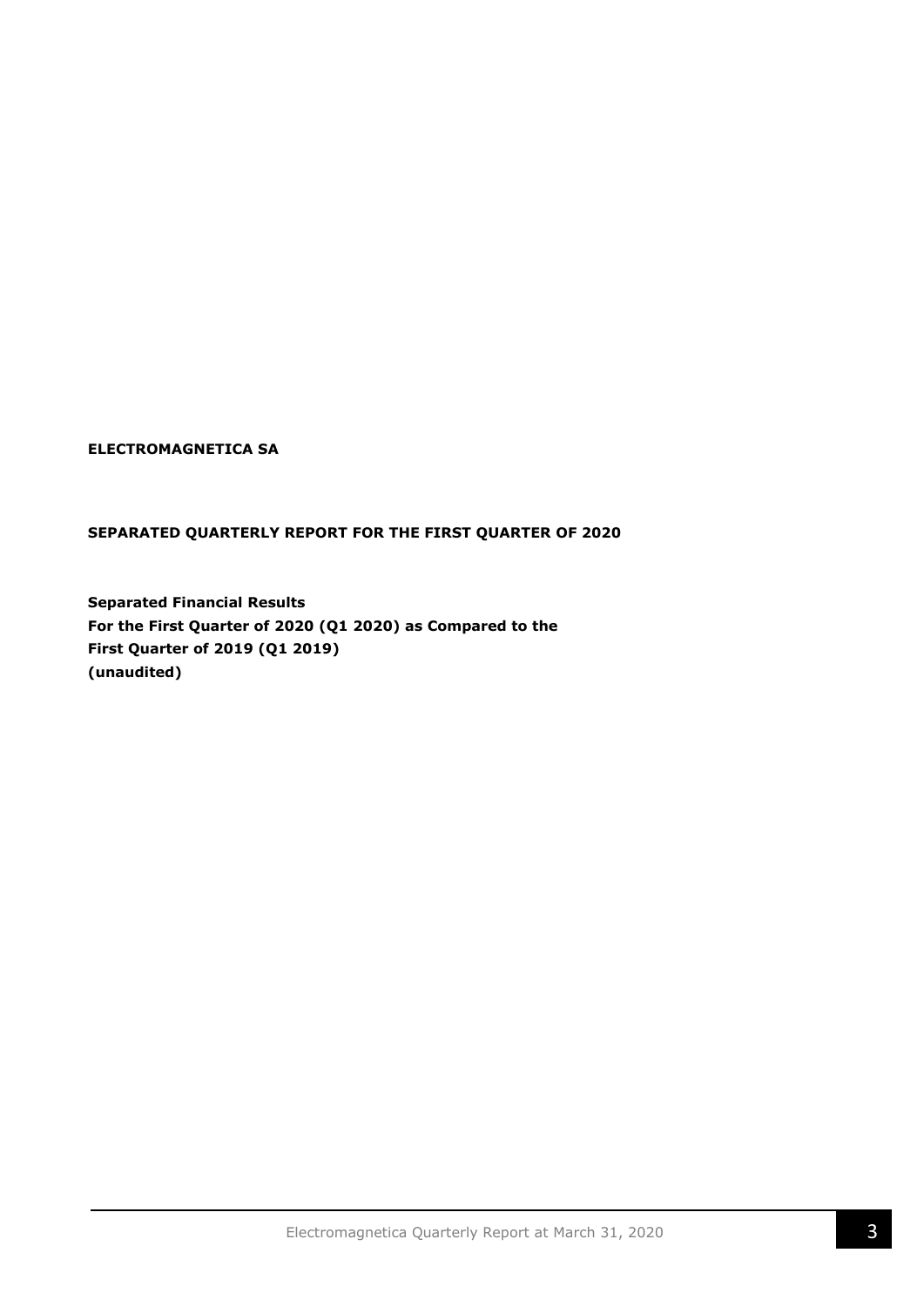**ELECTROMAGNETICA SA**

**SEPARATED QUARTERLY REPORT FOR THE FIRST QUARTER OF 2020**

**Separated Financial Results**
**For the First Quarter of 2020 (Q1 2020) as Compared to the**
**First Quarter of 2019 (Q1 2019)**
**(unaudited)**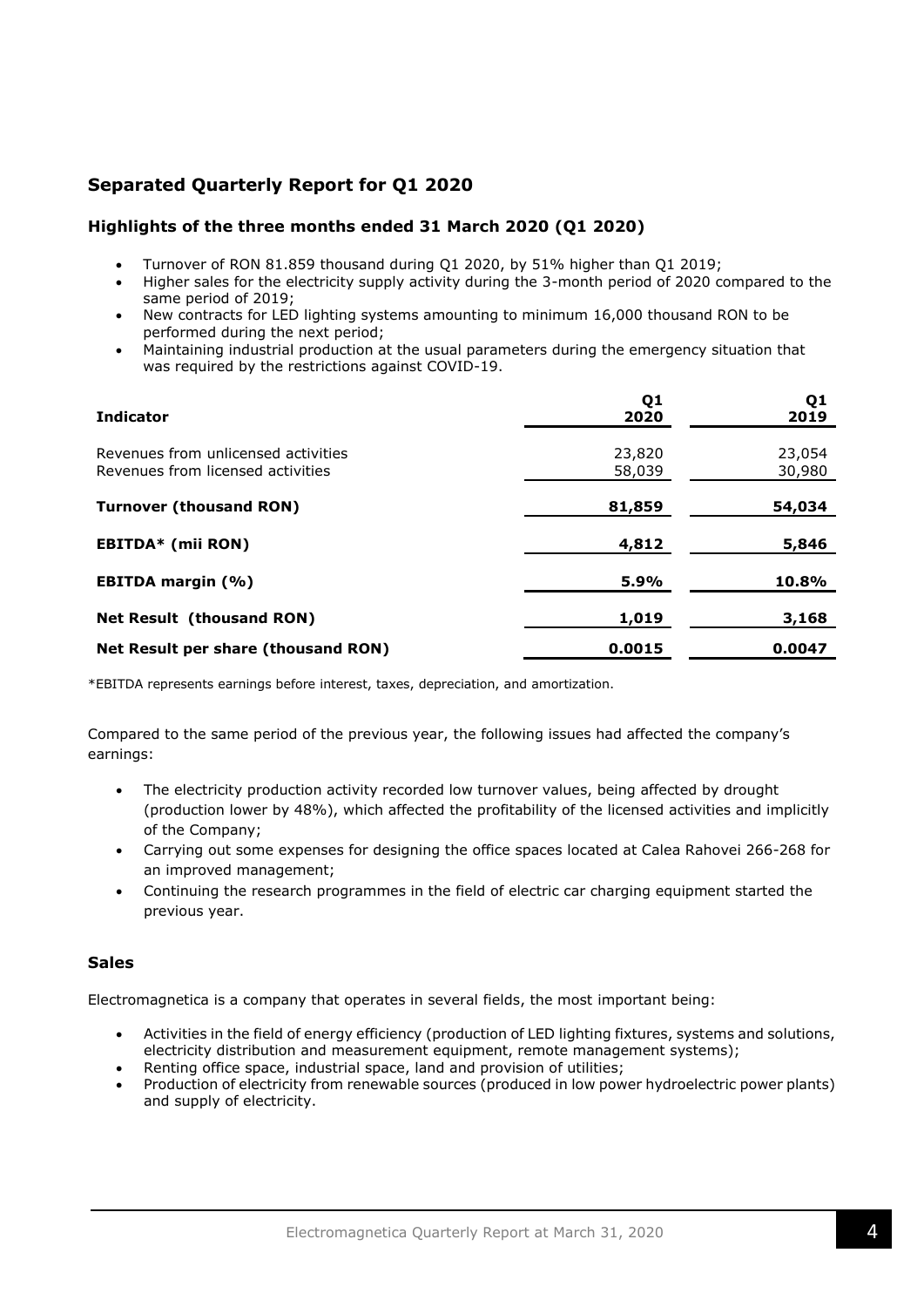## Separated Quarterly Report for Q1 2020

### Highlights of the three months ended 31 March 2020 (Q1 2020)

- Turnover of RON 81.859 thousand during Q1 2020, by 51% higher than Q1 2019;
- Higher sales for the electricity supply activity during the 3-month period of 2020 compared to the same period of 2019;
- New contracts for LED lighting systems amounting to minimum 16,000 thousand RON to be performed during the next period;
- Maintaining industrial production at the usual parameters during the emergency situation that was required by the restrictions against COVID-19.

| Indicator | Q1 2020 | Q1 2019 |
|---|---|---|
| Revenues from unlicensed activities | 23,820 | 23,054 |
| Revenues from licensed activities | 58,039 | 30,980 |
| **Turnover (thousand RON)** | **81,859** | **54,034** |
| **EBITDA* (mii RON)** | **4,812** | **5,846** |
| **EBITDA margin (%)** | **5.9%** | **10.8%** |
| **Net Result (thousand RON)** | **1,019** | **3,168** |
| **Net Result per share (thousand RON)** | **0.0015** | **0.0047** |

*EBITDA represents earnings before interest, taxes, depreciation, and amortization.

Compared to the same period of the previous year, the following issues had affected the company's earnings:

- The electricity production activity recorded low turnover values, being affected by drought (production lower by 48%), which affected the profitability of the licensed activities and implicitly of the Company;
- Carrying out some expenses for designing the office spaces located at Calea Rahovei 266-268 for an improved management;
- Continuing the research programmes in the field of electric car charging equipment started the previous year.

### Sales

Electromagnetica is a company that operates in several fields, the most important being:

- Activities in the field of energy efficiency (production of LED lighting fixtures, systems and solutions, electricity distribution and measurement equipment, remote management systems);
- Renting office space, industrial space, land and provision of utilities;
- Production of electricity from renewable sources (produced in low power hydroelectric power plants) and supply of electricity.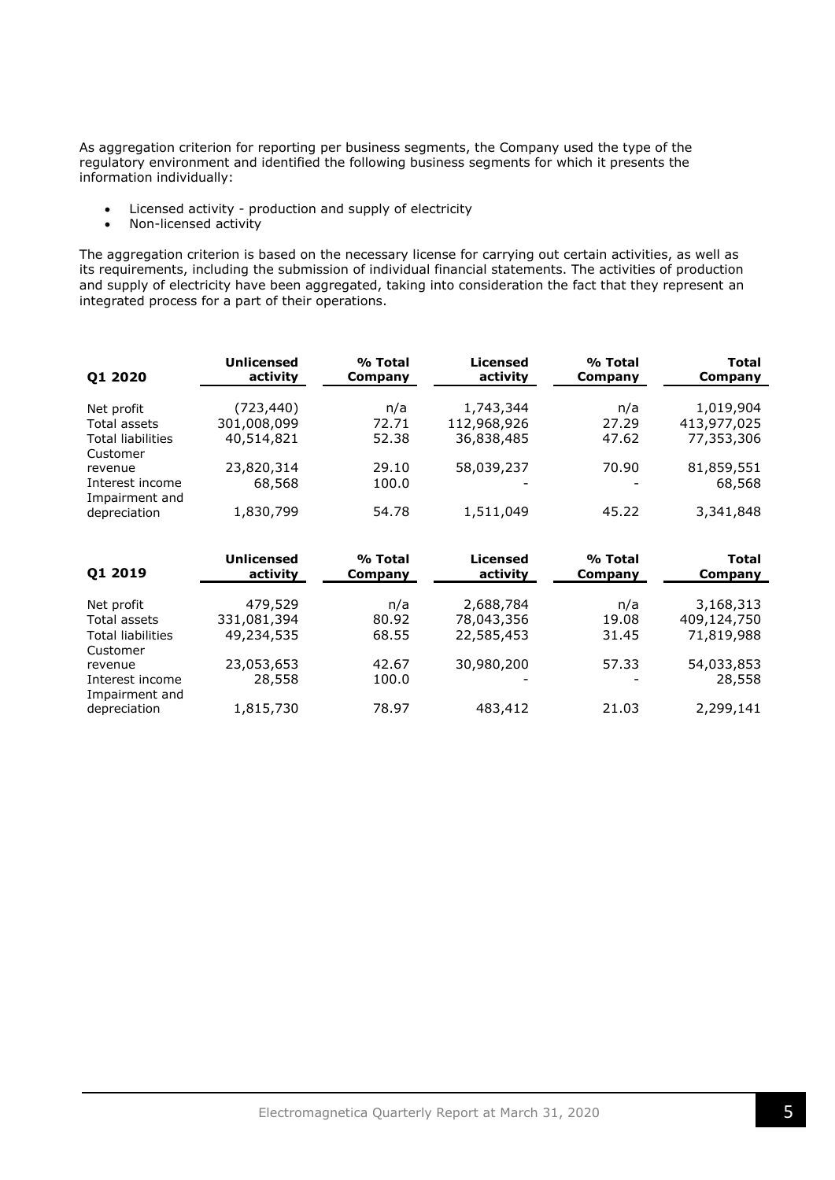As aggregation criterion for reporting per business segments, the Company used the type of the regulatory environment and identified the following business segments for which it presents the information individually:

- Licensed activity - production and supply of electricity
- Non-licensed activity

The aggregation criterion is based on the necessary license for carrying out certain activities, as well as its requirements, including the submission of individual financial statements. The activities of production and supply of electricity have been aggregated, taking into consideration the fact that they represent an integrated process for a part of their operations.

| Q1 2020 | Unlicensed activity | % Total Company | Licensed activity | % Total Company | Total Company |
|---|---|---|---|---|---|
| Net profit | (723,440) | n/a | 1,743,344 | n/a | 1,019,904 |
| Total assets | 301,008,099 | 72.71 | 112,968,926 | 27.29 | 413,977,025 |
| Total liabilities | 40,514,821 | 52.38 | 36,838,485 | 47.62 | 77,353,306 |
| Customer revenue | 23,820,314 | 29.10 | 58,039,237 | 70.90 | 81,859,551 |
| Interest income | 68,568 | 100.0 | - | - | 68,568 |
| Impairment and depreciation | 1,830,799 | 54.78 | 1,511,049 | 45.22 | 3,341,848 |

| Q1 2019 | Unlicensed activity | % Total Company | Licensed activity | % Total Company | Total Company |
|---|---|---|---|---|---|
| Net profit | 479,529 | n/a | 2,688,784 | n/a | 3,168,313 |
| Total assets | 331,081,394 | 80.92 | 78,043,356 | 19.08 | 409,124,750 |
| Total liabilities | 49,234,535 | 68.55 | 22,585,453 | 31.45 | 71,819,988 |
| Customer revenue | 23,053,653 | 42.67 | 30,980,200 | 57.33 | 54,033,853 |
| Interest income | 28,558 | 100.0 | - | - | 28,558 |
| Impairment and depreciation | 1,815,730 | 78.97 | 483,412 | 21.03 | 2,299,141 |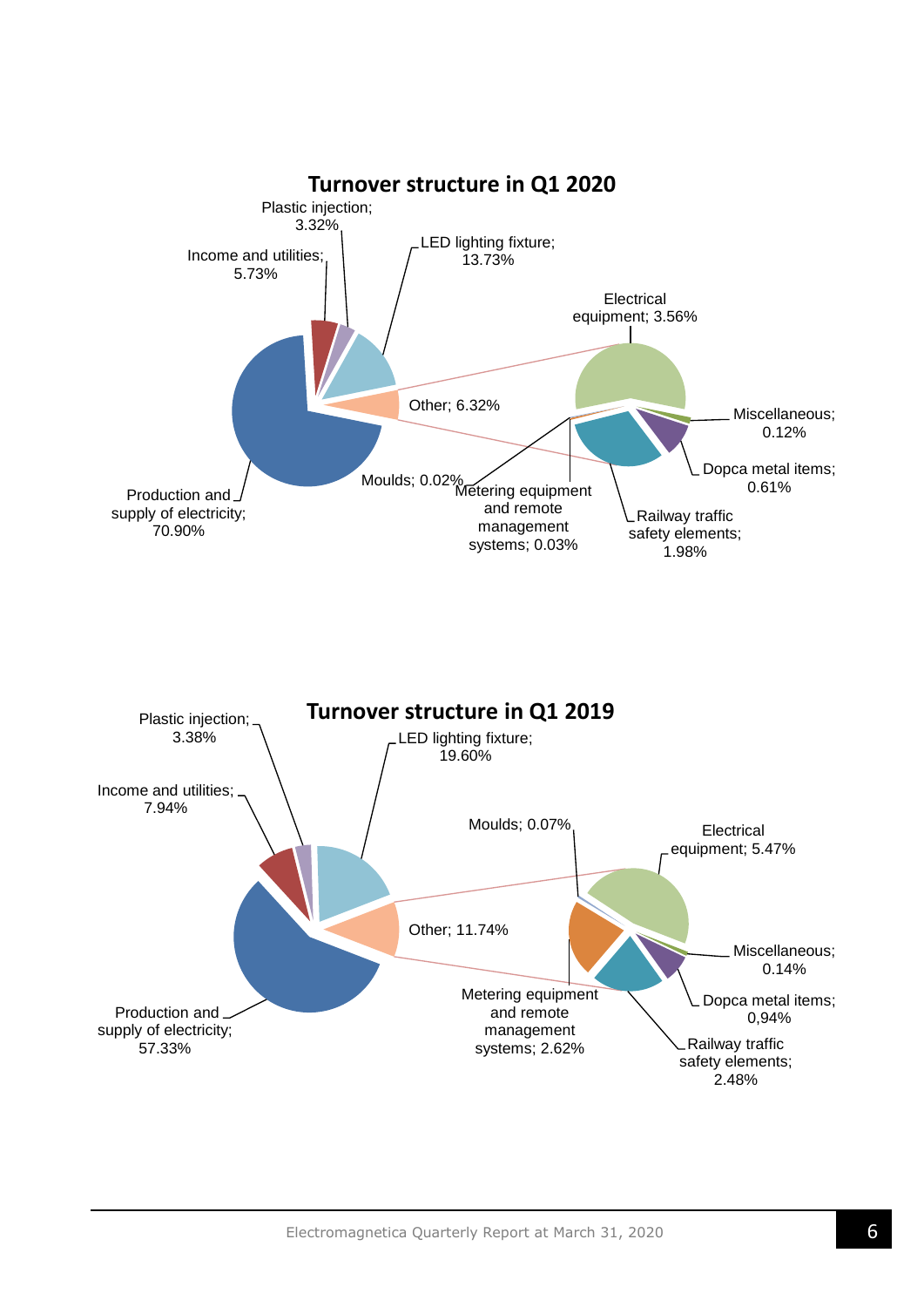## Turnover structure in Q1 2020

Plastic injection; 3.32%

Income and utilities; 5.73%

LED lighting fixture; 13.73%

Electrical equipment; 3.56%

Other; 6.32%

Miscellaneous; 0.12%

Dopca metal items; 0.61%

Moulds; 0.02%

Metering equipment and remote management systems; 0.03%

Railway traffic safety elements; 1.98%

Production and supply of electricity; 70.90%

## Turnover structure in Q1 2019

Plastic injection; 3.38%

LED lighting fixture; 19.60%

Income and utilities; 7.94%

Moulds; 0.07%

Electrical equipment; 5.47%

Other; 11.74%

Miscellaneous; 0.14%

Dopca metal items; 0,94%

Metering equipment and remote management systems; 2.62%

Railway traffic safety elements; 2.48%

Production and supply of electricity; 57.33%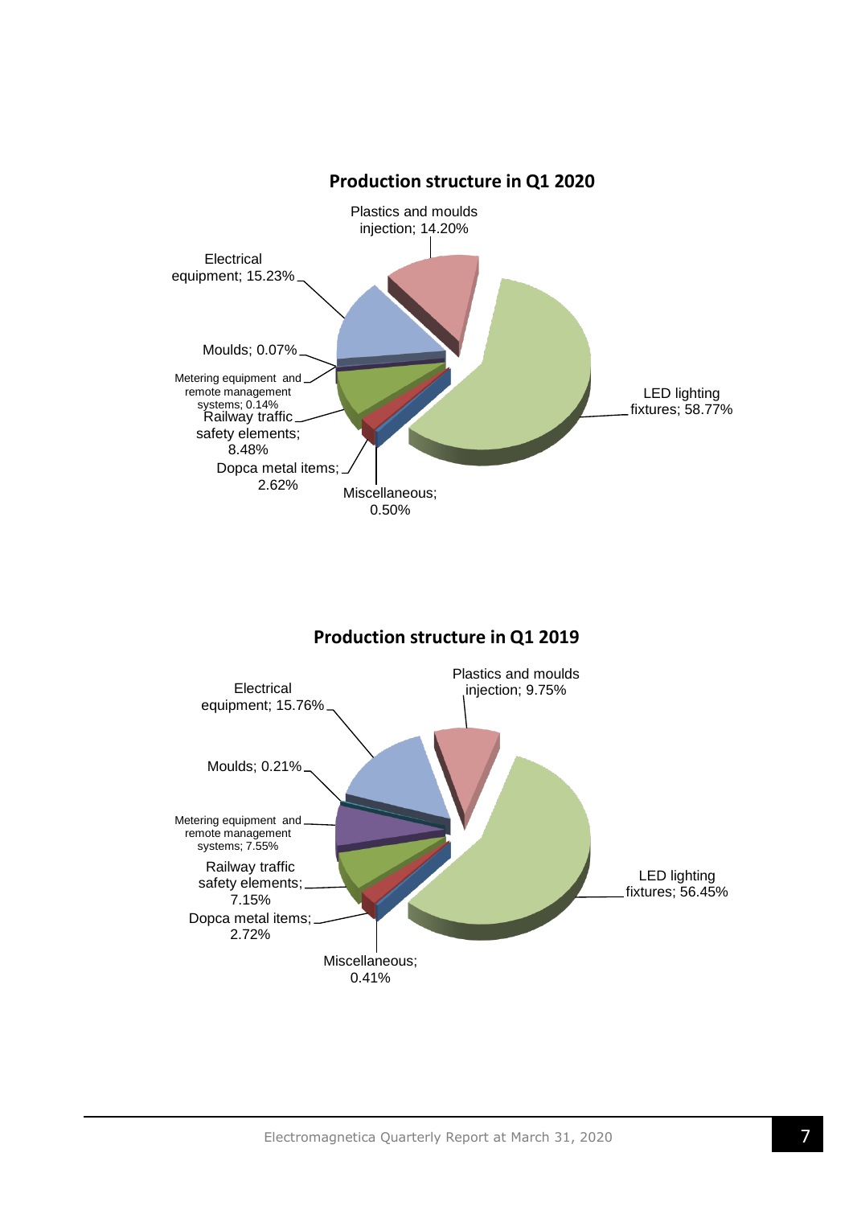**Production structure in Q1 2020**

Plastics and moulds injection; 14.20%

Electrical equipment; 15.23%

Moulds; 0.07%

Metering equipment and remote management systems; 0.14%

Railway traffic safety elements; 8.48%

Dopca metal items; 2.62%

Miscellaneous; 0.50%

LED lighting fixtures; 58.77%

**Production structure in Q1 2019**

Electrical equipment; 15.76%

Plastics and moulds injection; 9.75%

Moulds; 0.21%

Metering equipment and remote management systems; 7.55%

Railway traffic safety elements; 7.15%

Dopca metal items; 2.72%

Miscellaneous; 0.41%

LED lighting fixtures; 56.45%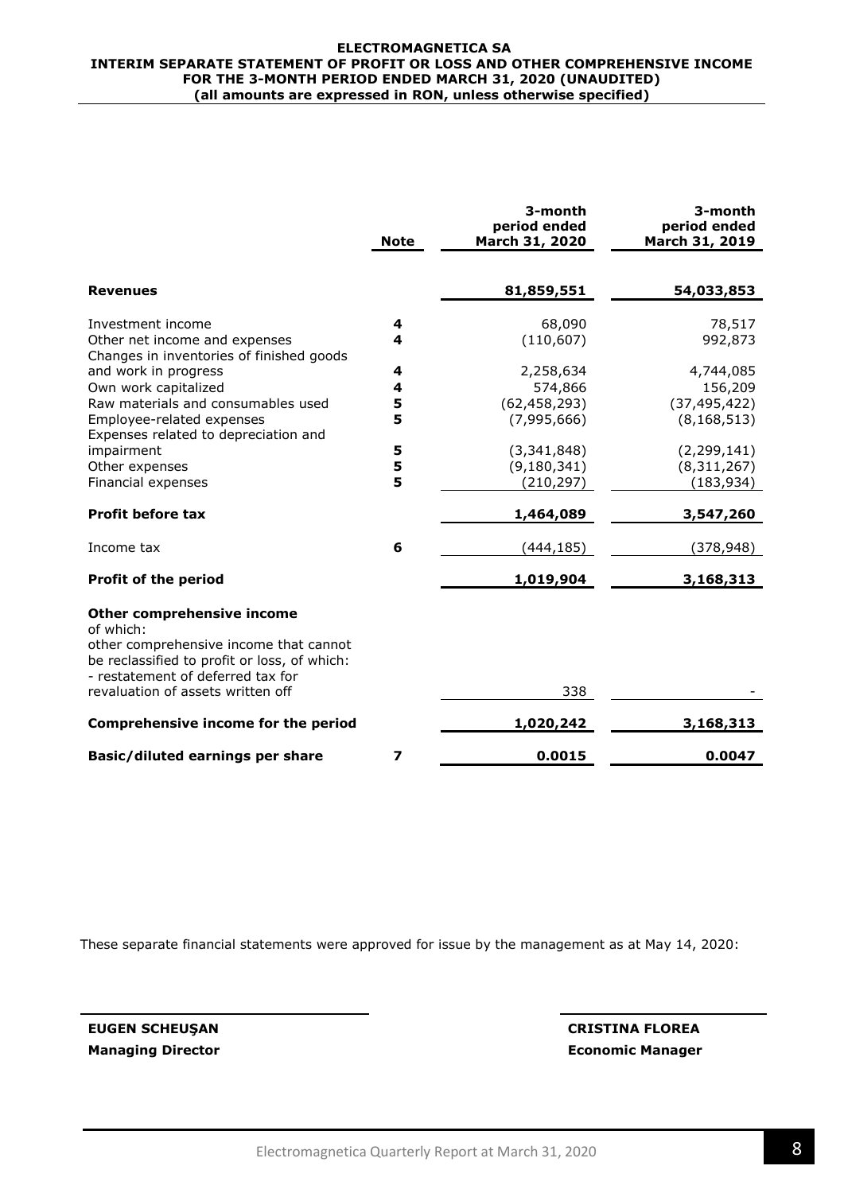**ELECTROMAGNETICA SA**
**INTERIM SEPARATE STATEMENT OF PROFIT OR LOSS AND OTHER COMPREHENSIVE INCOME**
**FOR THE 3-MONTH PERIOD ENDED MARCH 31, 2020 (UNAUDITED)**
**(all amounts are expressed in RON, unless otherwise specified)**

| | Note | 3-month period ended March 31, 2020 | 3-month period ended March 31, 2019 |
|---|---|---|---|
| **Revenues** | | **81,859,551** | **54,033,853** |
| Investment income | 4 | 68,090 | 78,517 |
| Other net income and expenses | 4 | (110,607) | 992,873 |
| Changes in inventories of finished goods and work in progress | 4 | 2,258,634 | 4,744,085 |
| Own work capitalized | 4 | 574,866 | 156,209 |
| Raw materials and consumables used | 5 | (62,458,293) | (37,495,422) |
| Employee-related expenses | 5 | (7,995,666) | (8,168,513) |
| Expenses related to depreciation and impairment | 5 | (3,341,848) | (2,299,141) |
| Other expenses | 5 | (9,180,341) | (8,311,267) |
| Financial expenses | 5 | (210,297) | (183,934) |
| **Profit before tax** | | **1,464,089** | **3,547,260** |
| Income tax | 6 | (444,185) | (378,948) |
| **Profit of the period** | | **1,019,904** | **3,168,313** |
| **Other comprehensive income** of which: other comprehensive income that cannot be reclassified to profit or loss, of which: - restatement of deferred tax for revaluation of assets written off | | 338 | - |
| **Comprehensive income for the period** | | **1,020,242** | **3,168,313** |
| **Basic/diluted earnings per share** | 7 | **0.0015** | **0.0047** |

These separate financial statements were approved for issue by the management as at May 14, 2020:

**EUGEN SCHEUŞAN**
**Managing Director**

**CRISTINA FLOREA**
**Economic Manager**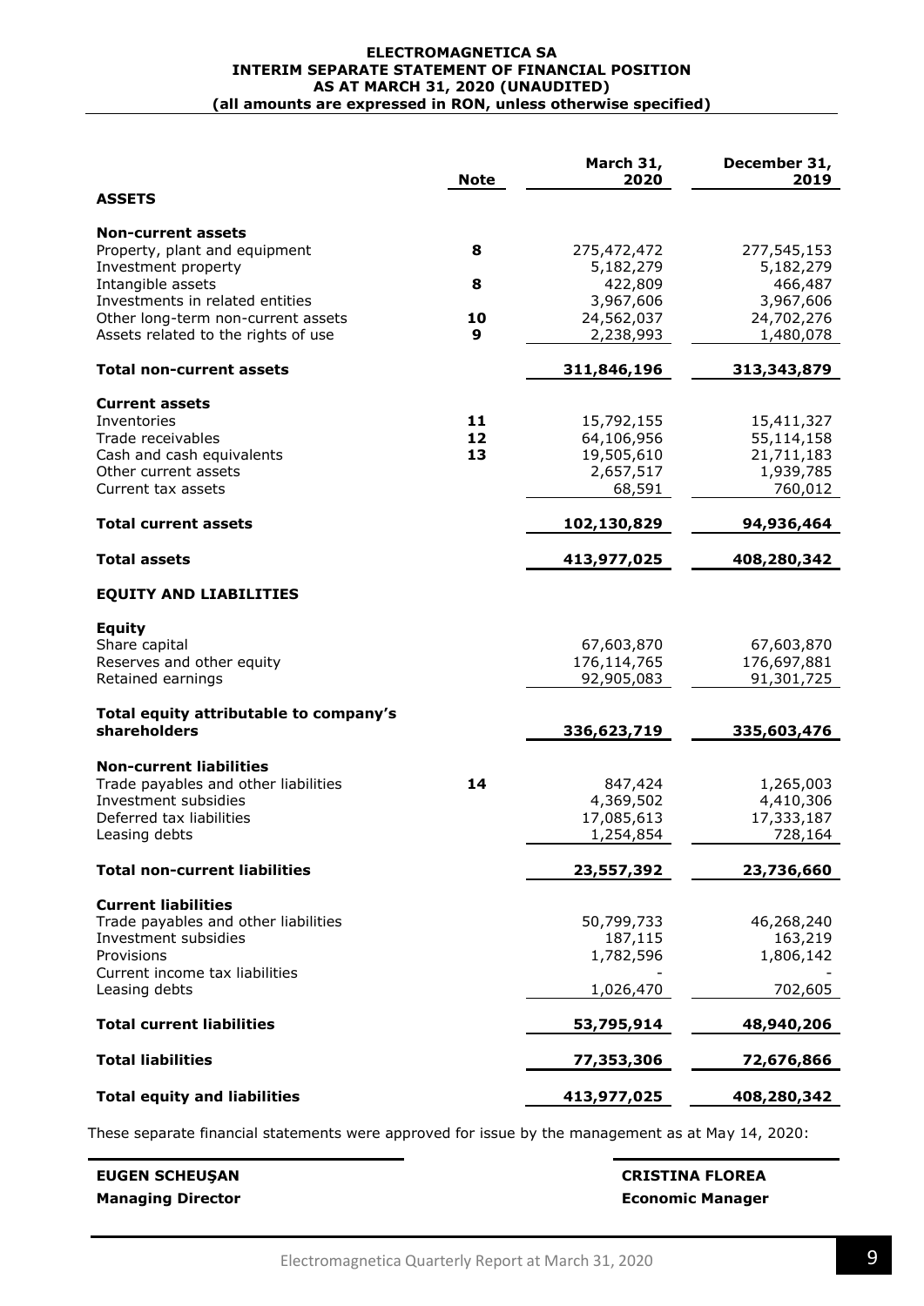# ELECTROMAGNETICA SA
## INTERIM SEPARATE STATEMENT OF FINANCIAL POSITION
## AS AT MARCH 31, 2020 (UNAUDITED)
**(all amounts are expressed in RON, unless otherwise specified)**

| | Note | March 31, 2020 | December 31, 2019 |
|---|---|---|---|
| **ASSETS** | | | |
| **Non-current assets** | | | |
| Property, plant and equipment | **8** | 275,472,472 | 277,545,153 |
| Investment property | | 5,182,279 | 5,182,279 |
| Intangible assets | **8** | 422,809 | 466,487 |
| Investments in related entities | | 3,967,606 | 3,967,606 |
| Other long-term non-current assets | **10** | 24,562,037 | 24,702,276 |
| Assets related to the rights of use | **9** | 2,238,993 | 1,480,078 |
| **Total non-current assets** | | **311,846,196** | **313,343,879** |
| **Current assets** | | | |
| Inventories | **11** | 15,792,155 | 15,411,327 |
| Trade receivables | **12** | 64,106,956 | 55,114,158 |
| Cash and cash equivalents | **13** | 19,505,610 | 21,711,183 |
| Other current assets | | 2,657,517 | 1,939,785 |
| Current tax assets | | 68,591 | 760,012 |
| **Total current assets** | | **102,130,829** | **94,936,464** |
| **Total assets** | | **413,977,025** | **408,280,342** |
| **EQUITY AND LIABILITIES** | | | |
| **Equity** | | | |
| Share capital | | 67,603,870 | 67,603,870 |
| Reserves and other equity | | 176,114,765 | 176,697,881 |
| Retained earnings | | 92,905,083 | 91,301,725 |
| **Total equity attributable to company's shareholders** | | **336,623,719** | **335,603,476** |
| **Non-current liabilities** | | | |
| Trade payables and other liabilities | **14** | 847,424 | 1,265,003 |
| Investment subsidies | | 4,369,502 | 4,410,306 |
| Deferred tax liabilities | | 17,085,613 | 17,333,187 |
| Leasing debts | | 1,254,854 | 728,164 |
| **Total non-current liabilities** | | **23,557,392** | **23,736,660** |
| **Current liabilities** | | | |
| Trade payables and other liabilities | | 50,799,733 | 46,268,240 |
| Investment subsidies | | 187,115 | 163,219 |
| Provisions | | 1,782,596 | 1,806,142 |
| Current income tax liabilities | | - | - |
| Leasing debts | | 1,026,470 | 702,605 |
| **Total current liabilities** | | **53,795,914** | **48,940,206** |
| **Total liabilities** | | **77,353,306** | **72,676,866** |
| **Total equity and liabilities** | | **413,977,025** | **408,280,342** |

These separate financial statements were approved for issue by the management as at May 14, 2020:

**EUGEN SCHEUŞAN**
**Managing Director**

**CRISTINA FLOREA**
**Economic Manager**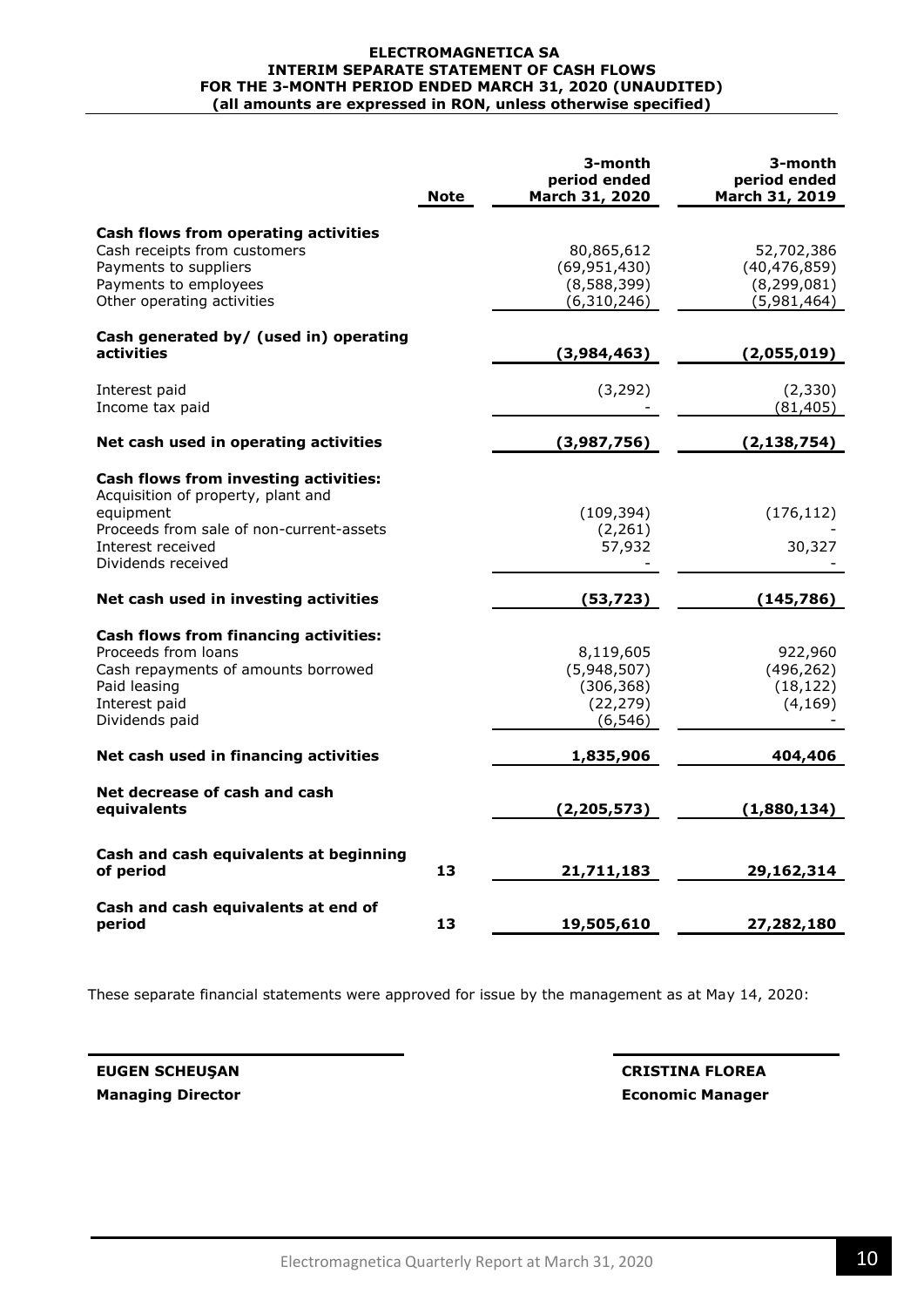**ELECTROMAGNETICA SA**
**INTERIM SEPARATE STATEMENT OF CASH FLOWS**
**FOR THE 3-MONTH PERIOD ENDED MARCH 31, 2020 (UNAUDITED)**
**(all amounts are expressed in RON, unless otherwise specified)**

| | Note | 3-month period ended March 31, 2020 | 3-month period ended March 31, 2019 |
|---|---|---|---|
| **Cash flows from operating activities** | | | |
| Cash receipts from customers | | 80,865,612 | 52,702,386 |
| Payments to suppliers | | (69,951,430) | (40,476,859) |
| Payments to employees | | (8,588,399) | (8,299,081) |
| Other operating activities | | (6,310,246) | (5,981,464) |
| **Cash generated by/ (used in) operating activities** | | **(3,984,463)** | **(2,055,019)** |
| Interest paid | | (3,292) | (2,330) |
| Income tax paid | | - | (81,405) |
| **Net cash used in operating activities** | | **(3,987,756)** | **(2,138,754)** |
| **Cash flows from investing activities:** | | | |
| Acquisition of property, plant and equipment | | (109,394) | (176,112) |
| Proceeds from sale of non-current-assets | | (2,261) | - |
| Interest received | | 57,932 | 30,327 |
| Dividends received | | - | - |
| **Net cash used in investing activities** | | **(53,723)** | **(145,786)** |
| **Cash flows from financing activities:** | | | |
| Proceeds from loans | | 8,119,605 | 922,960 |
| Cash repayments of amounts borrowed | | (5,948,507) | (496,262) |
| Paid leasing | | (306,368) | (18,122) |
| Interest paid | | (22,279) | (4,169) |
| Dividends paid | | (6,546) | - |
| **Net cash used in financing activities** | | **1,835,906** | **404,406** |
| **Net decrease of cash and cash equivalents** | | **(2,205,573)** | **(1,880,134)** |
| **Cash and cash equivalents at beginning of period** | **13** | **21,711,183** | **29,162,314** |
| **Cash and cash equivalents at end of period** | **13** | **19,505,610** | **27,282,180** |

These separate financial statements were approved for issue by the management as at May 14, 2020:

**EUGEN SCHEUŞAN**
**Managing Director**

**CRISTINA FLOREA**
**Economic Manager**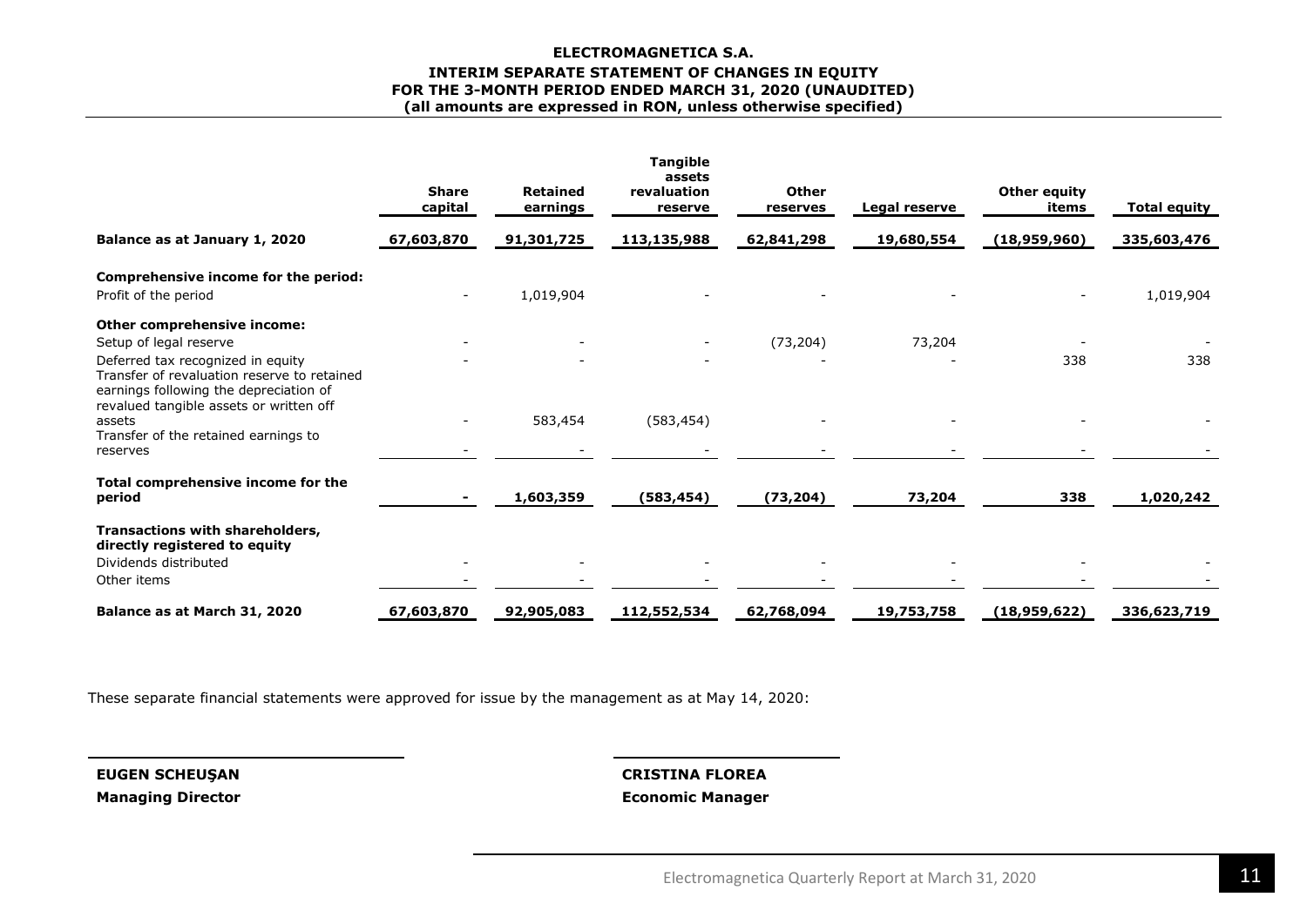**ELECTROMAGNETICA S.A.**
**INTERIM SEPARATE STATEMENT OF CHANGES IN EQUITY**
**FOR THE 3-MONTH PERIOD ENDED MARCH 31, 2020 (UNAUDITED)**
**(all amounts are expressed in RON, unless otherwise specified)**

| | Share capital | Retained earnings | Tangible assets revaluation reserve | Other reserves | Legal reserve | Other equity items | Total equity |
|---|---|---|---|---|---|---|---|
| **Balance as at January 1, 2020** | **67,603,870** | **91,301,725** | **113,135,988** | **62,841,298** | **19,680,554** | **(18,959,960)** | **335,603,476** |
| **Comprehensive income for the period:** | | | | | | | |
| Profit of the period | - | 1,019,904 | - | - | - | - | 1,019,904 |
| **Other comprehensive income:** | | | | | | | |
| Setup of legal reserve | - | - | - | (73,204) | 73,204 | - | - |
| Deferred tax recognized in equity | - | - | - | - | - | 338 | 338 |
| Transfer of revaluation reserve to retained earnings following the depreciation of revalued tangible assets or written off assets | - | 583,454 | (583,454) | - | - | - | - |
| Transfer of the retained earnings to reserves | - | - | - | - | - | - | - |
| **Total comprehensive income for the period** | **-** | **1,603,359** | **(583,454)** | **(73,204)** | **73,204** | **338** | **1,020,242** |
| **Transactions with shareholders, directly registered to equity** | | | | | | | |
| Dividends distributed | - | - | - | - | - | - | - |
| Other items | - | - | - | - | - | - | - |
| **Balance as at March 31, 2020** | **67,603,870** | **92,905,083** | **112,552,534** | **62,768,094** | **19,753,758** | **(18,959,622)** | **336,623,719** |

These separate financial statements were approved for issue by the management as at May 14, 2020:

**EUGEN SCHEUŞAN**
**Managing Director**

**CRISTINA FLOREA**
**Economic Manager**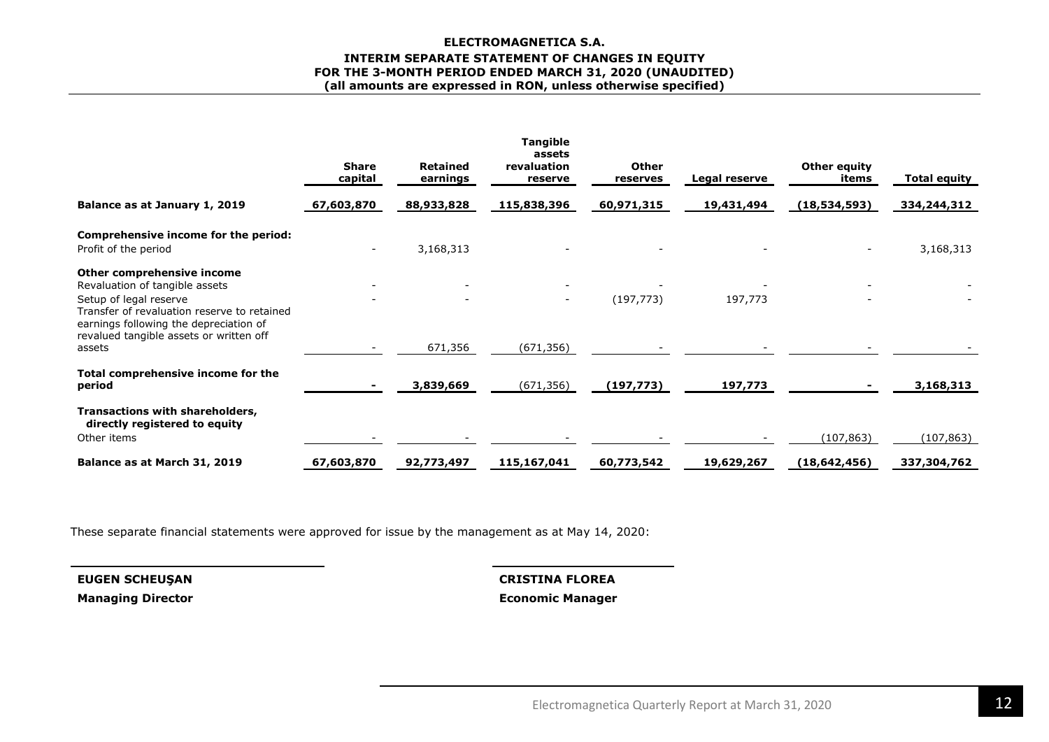**ELECTROMAGNETICA S.A.**
**INTERIM SEPARATE STATEMENT OF CHANGES IN EQUITY**
**FOR THE 3-MONTH PERIOD ENDED MARCH 31, 2020 (UNAUDITED)**
**(all amounts are expressed in RON, unless otherwise specified)**

| | Share capital | Retained earnings | Tangible assets revaluation reserve | Other reserves | Legal reserve | Other equity items | Total equity |
|---|---|---|---|---|---|---|---|
| **Balance as at January 1, 2019** | **67,603,870** | **88,933,828** | **115,838,396** | **60,971,315** | **19,431,494** | **(18,534,593)** | **334,244,312** |
| **Comprehensive income for the period:** | | | | | | | |
| Profit of the period | - | 3,168,313 | - | - | - | - | 3,168,313 |
| **Other comprehensive income** | | | | | | | |
| Revaluation of tangible assets | - | - | - | - | - | - | - |
| Setup of legal reserve | - | - | - | (197,773) | 197,773 | - | - |
| Transfer of revaluation reserve to retained earnings following the depreciation of revalued tangible assets or written off assets | - | 671,356 | (671,356) | - | - | - | - |
| **Total comprehensive income for the period** | **-** | **3,839,669** | (671,356) | **(197,773)** | **197,773** | **-** | **3,168,313** |
| **Transactions with shareholders, directly registered to equity** | | | | | | | |
| Other items | - | - | - | - | - | (107,863) | (107,863) |
| **Balance as at March 31, 2019** | **67,603,870** | **92,773,497** | **115,167,041** | **60,773,542** | **19,629,267** | **(18,642,456)** | **337,304,762** |

These separate financial statements were approved for issue by the management as at May 14, 2020:

**EUGEN SCHEUŞAN**
**Managing Director**

**CRISTINA FLOREA**
**Economic Manager**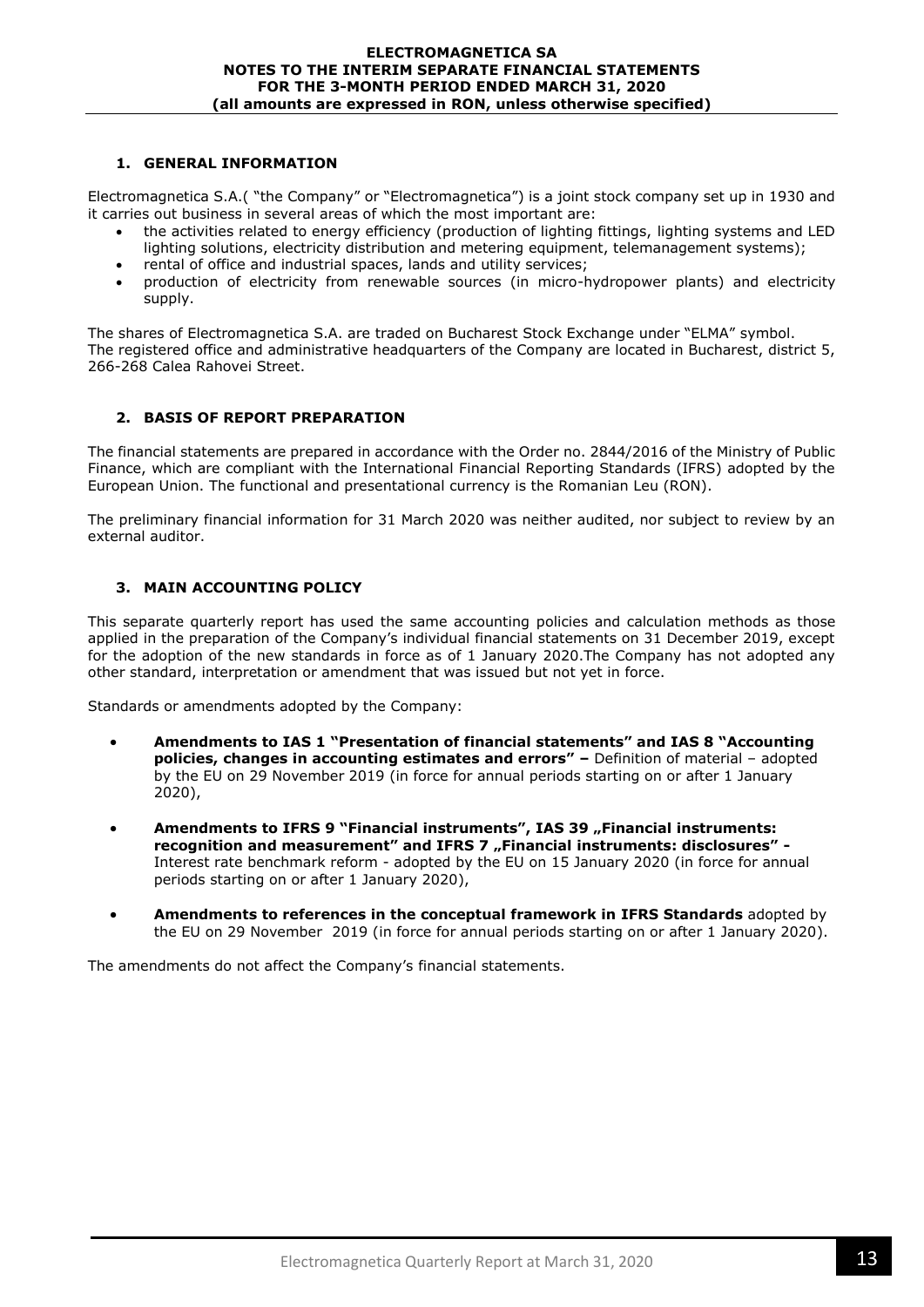## 1. GENERAL INFORMATION

Electromagnetica S.A.( "the Company" or "Electromagnetica") is a joint stock company set up in 1930 and it carries out business in several areas of which the most important are:

- the activities related to energy efficiency (production of lighting fittings, lighting systems and LED lighting solutions, electricity distribution and metering equipment, telemanagement systems);
- rental of office and industrial spaces, lands and utility services;
- production of electricity from renewable sources (in micro-hydropower plants) and electricity supply.

The shares of Electromagnetica S.A. are traded on Bucharest Stock Exchange under "ELMA" symbol.
The registered office and administrative headquarters of the Company are located in Bucharest, district 5, 266-268 Calea Rahovei Street.

## 2. BASIS OF REPORT PREPARATION

The financial statements are prepared in accordance with the Order no. 2844/2016 of the Ministry of Public Finance, which are compliant with the International Financial Reporting Standards (IFRS) adopted by the European Union. The functional and presentational currency is the Romanian Leu (RON).

The preliminary financial information for 31 March 2020 was neither audited, nor subject to review by an external auditor.

## 3. MAIN ACCOUNTING POLICY

This separate quarterly report has used the same accounting policies and calculation methods as those applied in the preparation of the Company's individual financial statements on 31 December 2019, except for the adoption of the new standards in force as of 1 January 2020.The Company has not adopted any other standard, interpretation or amendment that was issued but not yet in force.

Standards or amendments adopted by the Company:

- **Amendments to IAS 1 "Presentation of financial statements" and IAS 8 "Accounting policies, changes in accounting estimates and errors" –** Definition of material – adopted by the EU on 29 November 2019 (in force for annual periods starting on or after 1 January 2020),

- **Amendments to IFRS 9 "Financial instruments", IAS 39 „Financial instruments: recognition and measurement" and IFRS 7 „Financial instruments: disclosures" -** Interest rate benchmark reform - adopted by the EU on 15 January 2020 (in force for annual periods starting on or after 1 January 2020),

- **Amendments to references in the conceptual framework in IFRS Standards** adopted by the EU on 29 November 2019 (in force for annual periods starting on or after 1 January 2020).

The amendments do not affect the Company's financial statements.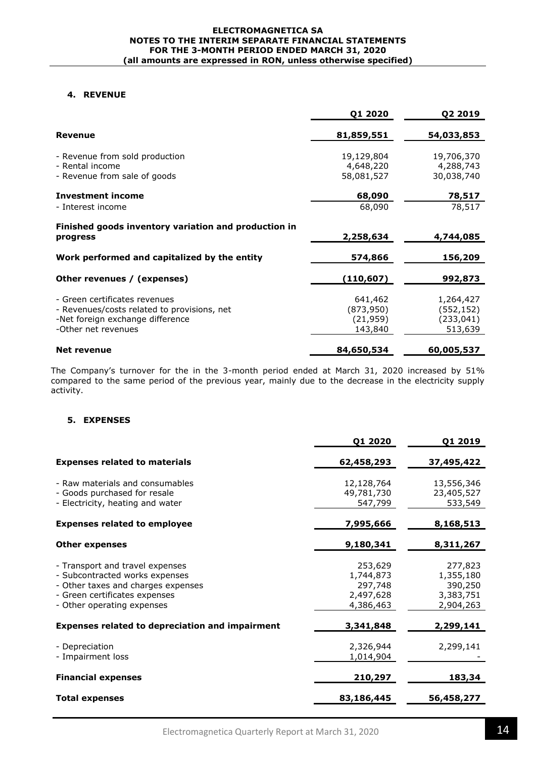ELECTROMAGNETICA SA
NOTES TO THE INTERIM SEPARATE FINANCIAL STATEMENTS
FOR THE 3-MONTH PERIOD ENDED MARCH 31, 2020
(all amounts are expressed in RON, unless otherwise specified)

## 4. REVENUE

| | Q1 2020 | Q2 2019 |
|---|---|---|
| **Revenue** | **81,859,551** | **54,033,853** |
| - Revenue from sold production | 19,129,804 | 19,706,370 |
| - Rental income | 4,648,220 | 4,288,743 |
| - Revenue from sale of goods | 58,081,527 | 30,038,740 |
| **Investment income** | **68,090** | **78,517** |
| - Interest income | 68,090 | 78,517 |
| **Finished goods inventory variation and production in progress** | **2,258,634** | **4,744,085** |
| **Work performed and capitalized by the entity** | **574,866** | **156,209** |
| **Other revenues / (expenses)** | **(110,607)** | **992,873** |
| - Green certificates revenues | 641,462 | 1,264,427 |
| - Revenues/costs related to provisions, net | (873,950) | (552,152) |
| -Net foreign exchange difference | (21,959) | (233,041) |
| -Other net revenues | 143,840 | 513,639 |
| **Net revenue** | **84,650,534** | **60,005,537** |

The Company's turnover for the in the 3-month period ended at March 31, 2020 increased by 51% compared to the same period of the previous year, mainly due to the decrease in the electricity supply activity.

## 5. EXPENSES

| | Q1 2020 | Q1 2019 |
|---|---|---|
| **Expenses related to materials** | **62,458,293** | **37,495,422** |
| - Raw materials and consumables | 12,128,764 | 13,556,346 |
| - Goods purchased for resale | 49,781,730 | 23,405,527 |
| - Electricity, heating and water | 547,799 | 533,549 |
| **Expenses related to employee** | **7,995,666** | **8,168,513** |
| **Other expenses** | **9,180,341** | **8,311,267** |
| - Transport and travel expenses | 253,629 | 277,823 |
| - Subcontracted works expenses | 1,744,873 | 1,355,180 |
| - Other taxes and charges expenses | 297,748 | 390,250 |
| - Green certificates expenses | 2,497,628 | 3,383,751 |
| - Other operating expenses | 4,386,463 | 2,904,263 |
| **Expenses related to depreciation and impairment** | **3,341,848** | **2,299,141** |
| - Depreciation | 2,326,944 | 2,299,141 |
| - Impairment loss | 1,014,904 | - |
| **Financial expenses** | **210,297** | **183,34** |
| **Total expenses** | **83,186,445** | **56,458,277** |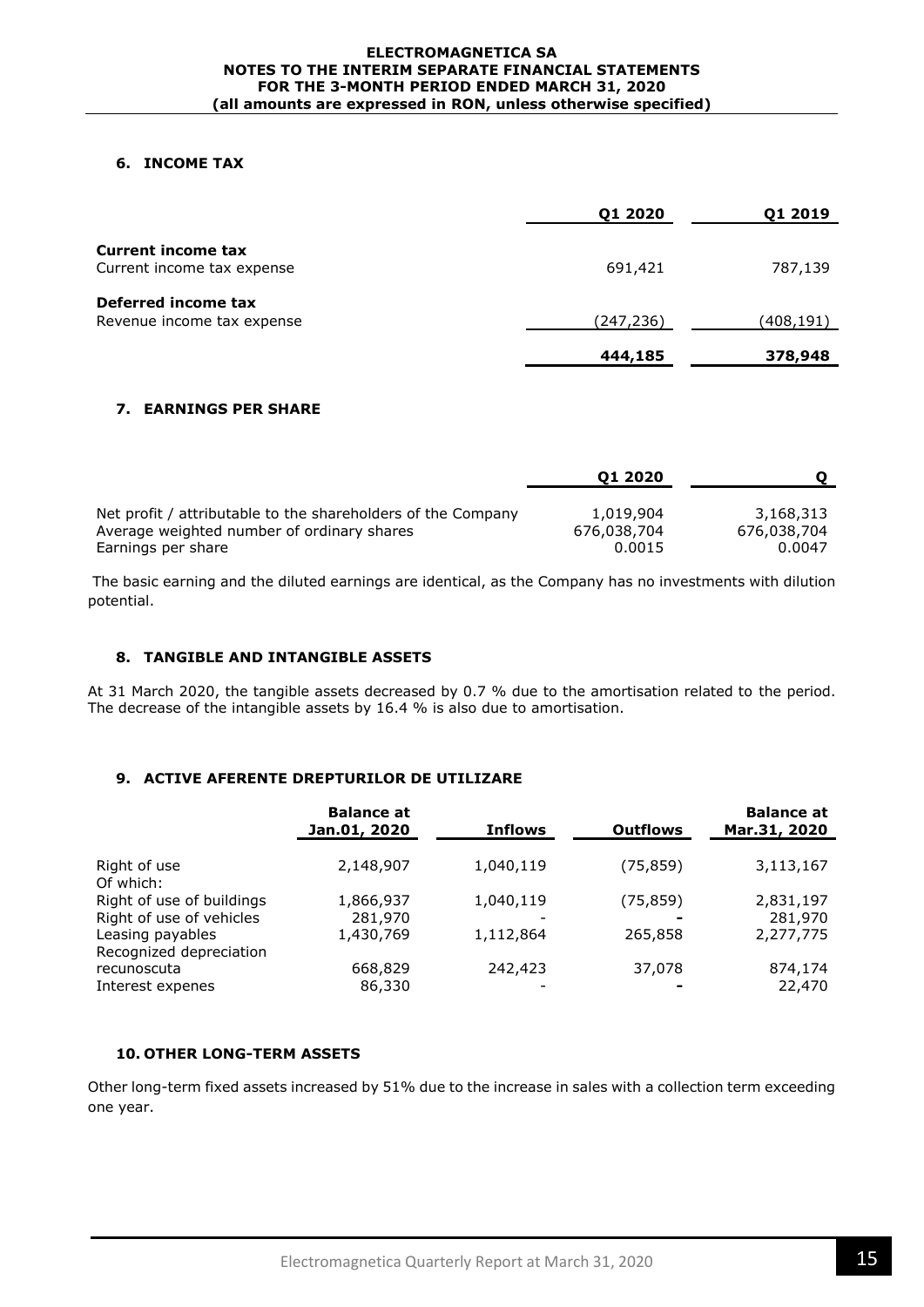### 6. INCOME TAX

| | Q1 2020 | Q1 2019 |
|---|---|---|
| **Current income tax** | | |
| Current income tax expense | 691,421 | 787,139 |
| **Deferred income tax** | | |
| Revenue income tax expense | (247,236) | (408,191) |
| | **444,185** | **378,948** |

### 7. EARNINGS PER SHARE

| | Q1 2020 | Q |
|---|---|---|
| Net profit / attributable to the shareholders of the Company | 1,019,904 | 3,168,313 |
| Average weighted number of ordinary shares | 676,038,704 | 676,038,704 |
| Earnings per share | 0.0015 | 0.0047 |

The basic earning and the diluted earnings are identical, as the Company has no investments with dilution potential.

### 8. TANGIBLE AND INTANGIBLE ASSETS

At 31 March 2020, the tangible assets decreased by 0.7 % due to the amortisation related to the period. The decrease of the intangible assets by 16.4 % is also due to amortisation.

### 9. ACTIVE AFERENTE DREPTURILOR DE UTILIZARE

| | Balance at Jan.01, 2020 | Inflows | Outflows | Balance at Mar.31, 2020 |
|---|---|---|---|---|
| Right of use | 2,148,907 | 1,040,119 | (75,859) | 3,113,167 |
| Of which: | | | | |
| Right of use of buildings | 1,866,937 | 1,040,119 | (75,859) | 2,831,197 |
| Right of use of vehicles | 281,970 | - | - | 281,970 |
| Leasing payables | 1,430,769 | 1,112,864 | 265,858 | 2,277,775 |
| Recognized depreciation recunoscuta | 668,829 | 242,423 | 37,078 | 874,174 |
| Interest expenes | 86,330 | - | - | 22,470 |

### 10. OTHER LONG-TERM ASSETS

Other long-term fixed assets increased by 51% due to the increase in sales with a collection term exceeding one year.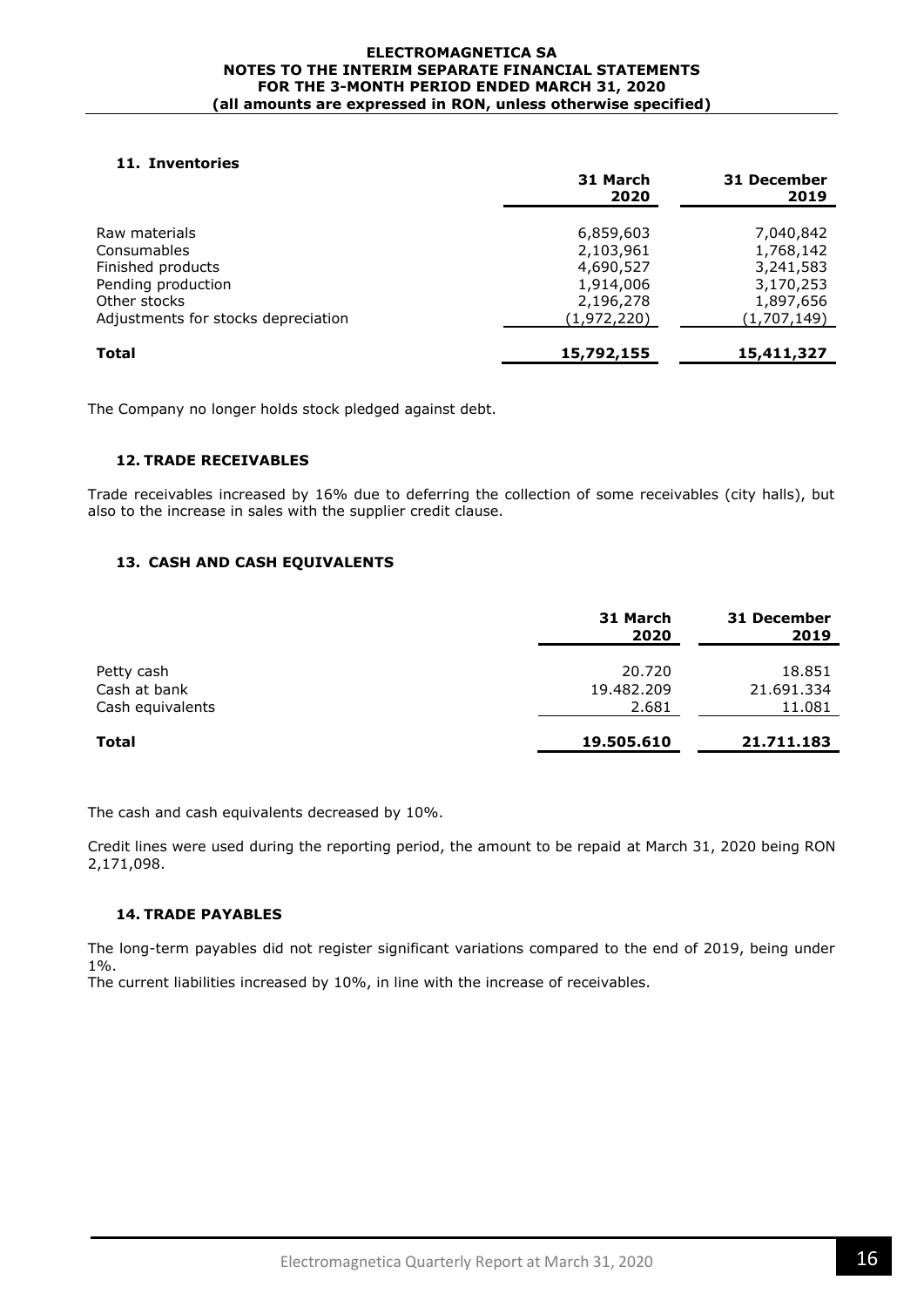## 11. Inventories

| | 31 March 2020 | 31 December 2019 |
|---|---|---|
| Raw materials | 6,859,603 | 7,040,842 |
| Consumables | 2,103,961 | 1,768,142 |
| Finished products | 4,690,527 | 3,241,583 |
| Pending production | 1,914,006 | 3,170,253 |
| Other stocks | 2,196,278 | 1,897,656 |
| Adjustments for stocks depreciation | (1,972,220) | (1,707,149) |
| **Total** | **15,792,155** | **15,411,327** |

The Company no longer holds stock pledged against debt.

## 12. TRADE RECEIVABLES

Trade receivables increased by 16% due to deferring the collection of some receivables (city halls), but also to the increase in sales with the supplier credit clause.

## 13. CASH AND CASH EQUIVALENTS

| | 31 March 2020 | 31 December 2019 |
|---|---|---|
| Petty cash | 20.720 | 18.851 |
| Cash at bank | 19.482.209 | 21.691.334 |
| Cash equivalents | 2.681 | 11.081 |
| **Total** | **19.505.610** | **21.711.183** |

The cash and cash equivalents decreased by 10%.

Credit lines were used during the reporting period, the amount to be repaid at March 31, 2020 being RON 2,171,098.

## 14. TRADE PAYABLES

The long-term payables did not register significant variations compared to the end of 2019, being under 1%.
The current liabilities increased by 10%, in line with the increase of receivables.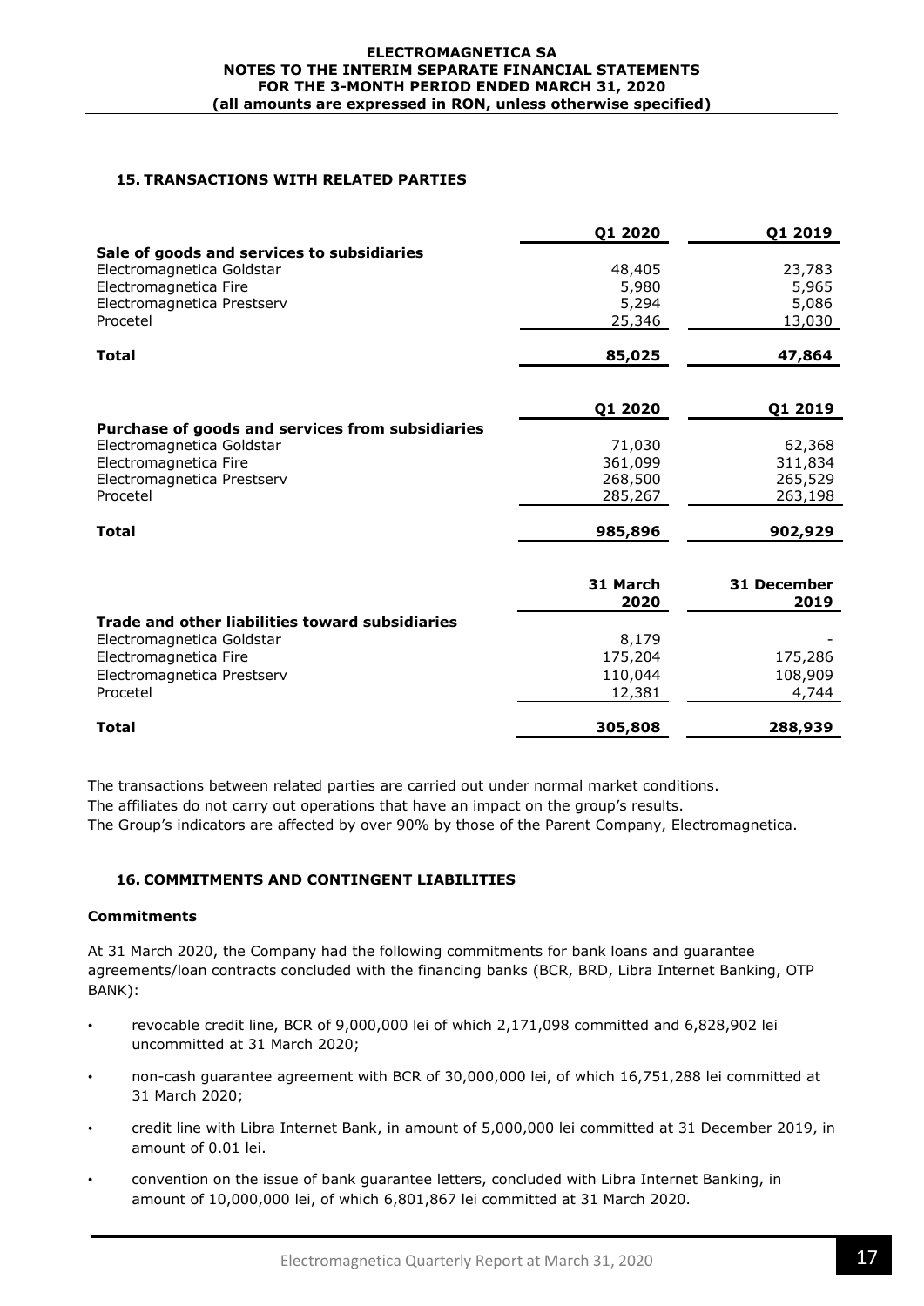## 15. TRANSACTIONS WITH RELATED PARTIES

| | Q1 2020 | Q1 2019 |
|---|---|---|
| **Sale of goods and services to subsidiaries** | | |
| Electromagnetica Goldstar | 48,405 | 23,783 |
| Electromagnetica Fire | 5,980 | 5,965 |
| Electromagnetica Prestserv | 5,294 | 5,086 |
| Procetel | 25,346 | 13,030 |
| **Total** | **85,025** | **47,864** |

| | Q1 2020 | Q1 2019 |
|---|---|---|
| **Purchase of goods and services from subsidiaries** | | |
| Electromagnetica Goldstar | 71,030 | 62,368 |
| Electromagnetica Fire | 361,099 | 311,834 |
| Electromagnetica Prestserv | 268,500 | 265,529 |
| Procetel | 285,267 | 263,198 |
| **Total** | **985,896** | **902,929** |

| | 31 March 2020 | 31 December 2019 |
|---|---|---|
| **Trade and other liabilities toward subsidiaries** | | |
| Electromagnetica Goldstar | 8,179 | - |
| Electromagnetica Fire | 175,204 | 175,286 |
| Electromagnetica Prestserv | 110,044 | 108,909 |
| Procetel | 12,381 | 4,744 |
| **Total** | **305,808** | **288,939** |

The transactions between related parties are carried out under normal market conditions.
The affiliates do not carry out operations that have an impact on the group's results.
The Group's indicators are affected by over 90% by those of the Parent Company, Electromagnetica.

## 16. COMMITMENTS AND CONTINGENT LIABILITIES

**Commitments**

At 31 March 2020, the Company had the following commitments for bank loans and guarantee agreements/loan contracts concluded with the financing banks (BCR, BRD, Libra Internet Banking, OTP BANK):

- revocable credit line, BCR of 9,000,000 lei of which 2,171,098 committed and 6,828,902 lei uncommitted at 31 March 2020;
- non-cash guarantee agreement with BCR of 30,000,000 lei, of which 16,751,288 lei committed at 31 March 2020;
- credit line with Libra Internet Bank, in amount of 5,000,000 lei committed at 31 December 2019, in amount of 0.01 lei.
- convention on the issue of bank guarantee letters, concluded with Libra Internet Banking, in amount of 10,000,000 lei, of which 6,801,867 lei committed at 31 March 2020.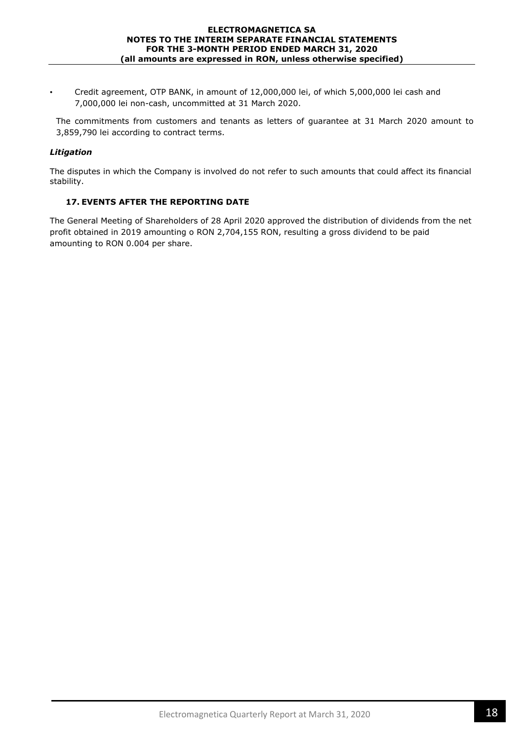- Credit agreement, OTP BANK, in amount of 12,000,000 lei, of which 5,000,000 lei cash and 7,000,000 lei non-cash, uncommitted at 31 March 2020.

The commitments from customers and tenants as letters of guarantee at 31 March 2020 amount to 3,859,790 lei according to contract terms.

***Litigation***

The disputes in which the Company is involved do not refer to such amounts that could affect its financial stability.

## 17. EVENTS AFTER THE REPORTING DATE

The General Meeting of Shareholders of 28 April 2020 approved the distribution of dividends from the net profit obtained in 2019 amounting o RON 2,704,155 RON, resulting a gross dividend to be paid amounting to RON 0.004 per share.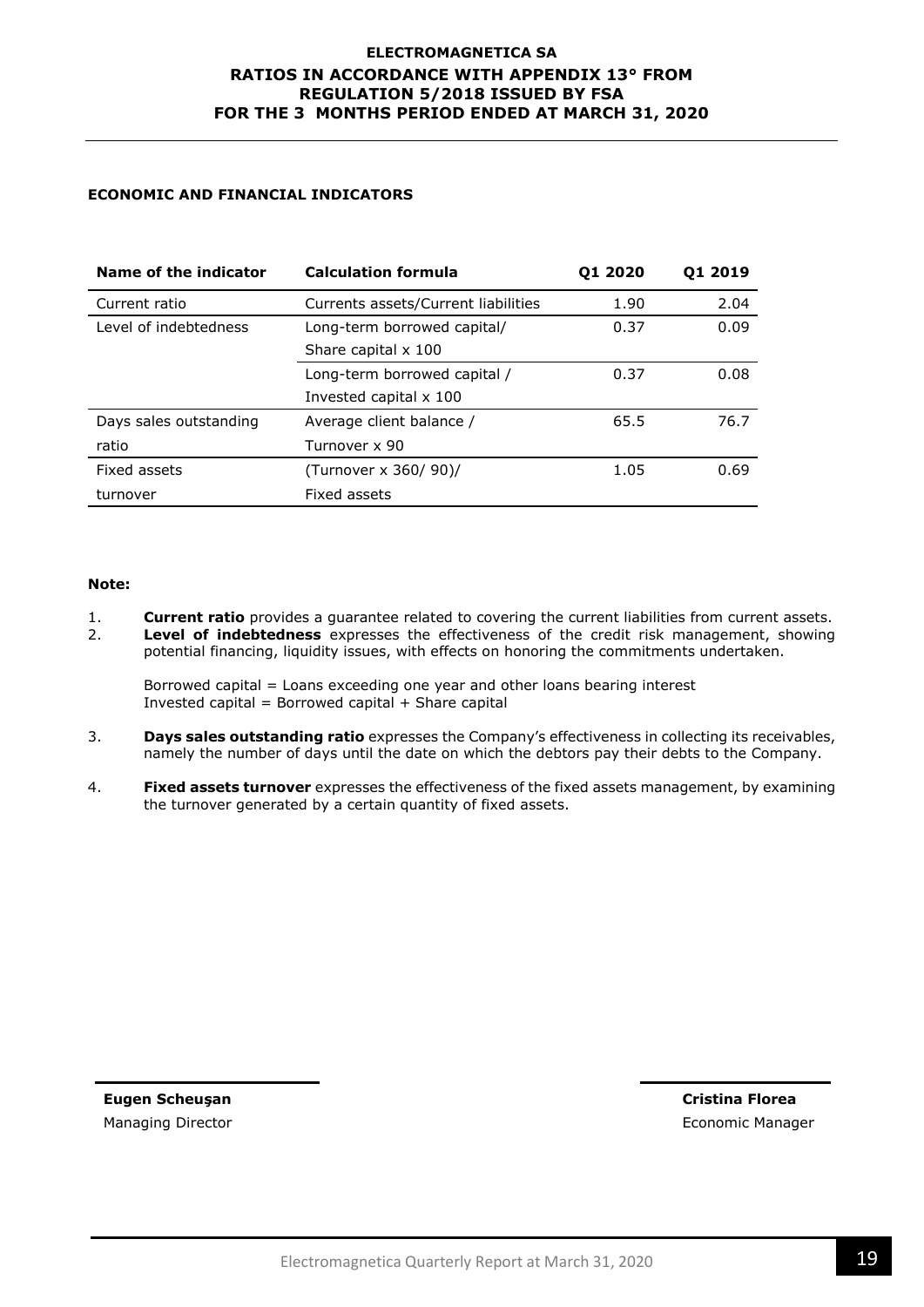**ELECTROMAGNETICA SA**
**RATIOS IN ACCORDANCE WITH APPENDIX 13° FROM REGULATION 5/2018 ISSUED BY FSA**
**FOR THE 3 MONTHS PERIOD ENDED AT MARCH 31, 2020**

**ECONOMIC AND FINANCIAL INDICATORS**

| Name of the indicator | Calculation formula | Q1 2020 | Q1 2019 |
|---|---|---|---|
| Current ratio | Currents assets/Current liabilities | 1.90 | 2.04 |
| Level of indebtedness | Long-term borrowed capital/ Share capital x 100 | 0.37 | 0.09 |
| | Long-term borrowed capital / Invested capital x 100 | 0.37 | 0.08 |
| Days sales outstanding ratio | Average client balance / Turnover x 90 | 65.5 | 76.7 |
| Fixed assets turnover | (Turnover x 360/ 90)/ Fixed assets | 1.05 | 0.69 |

**Note:**

1. **Current ratio** provides a guarantee related to covering the current liabilities from current assets.
2. **Level of indebtedness** expresses the effectiveness of the credit risk management, showing potential financing, liquidity issues, with effects on honoring the commitments undertaken.

   Borrowed capital = Loans exceeding one year and other loans bearing interest
   Invested capital = Borrowed capital + Share capital

3. **Days sales outstanding ratio** expresses the Company's effectiveness in collecting its receivables, namely the number of days until the date on which the debtors pay their debts to the Company.
4. **Fixed assets turnover** expresses the effectiveness of the fixed assets management, by examining the turnover generated by a certain quantity of fixed assets.

**Eugen Scheuşan**
Managing Director

**Cristina Florea**
Economic Manager